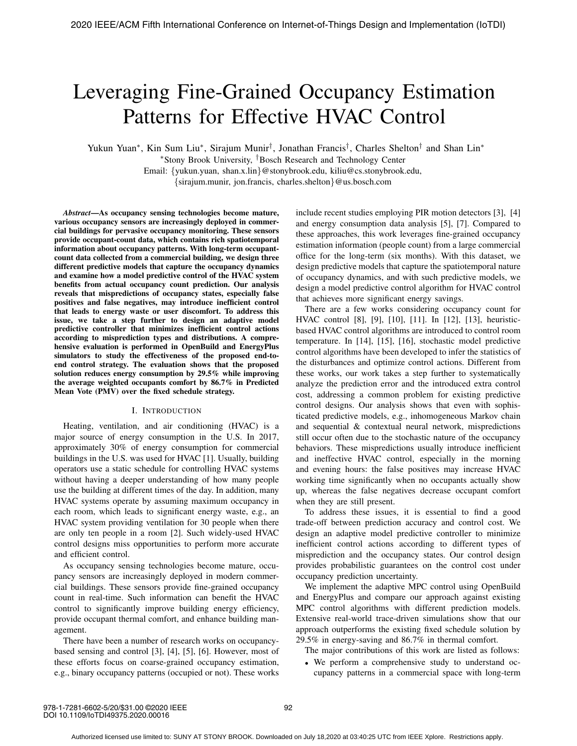# Leveraging Fine-Grained Occupancy Estimation Patterns for Effective HVAC Control

Yukun Yuan*, Kin Sum Liu*, Sirajum Munir†, Jonathan Francis†, Charles Shelton† and Shan Lin*

*Stony Brook University, †Bosch Research and Technology Center

Email: {yukun.yuan, shan.x.lin}@stonybrook.edu, kiliu@cs.stonybrook.edu,
{sirajum.munir, jon.francis, charles.shelton}@us.bosch.com

***Abstract*—As occupancy sensing technologies become mature, various occupancy sensors are increasingly deployed in commercial buildings for pervasive occupancy monitoring. These sensors provide occupant-count data, which contains rich spatiotemporal information about occupancy patterns. With long-term occupant-count data collected from a commercial building, we design three different predictive models that capture the occupancy dynamics and examine how a model predictive control of the HVAC system benefits from actual occupancy count prediction. Our analysis reveals that mispredictions of occupancy states, especially false positives and false negatives, may introduce inefficient control that leads to energy waste or user discomfort. To address this issue, we take a step further to design an adaptive model predictive controller that minimizes inefficient control actions according to misprediction types and distributions. A comprehensive evaluation is performed in OpenBuild and EnergyPlus simulators to study the effectiveness of the proposed end-to-end control strategy. The evaluation shows that the proposed solution reduces energy consumption by 29.5% while improving the average weighted occupants comfort by 86.7% in Predicted Mean Vote (PMV) over the fixed schedule strategy.**

## I. Introduction

Heating, ventilation, and air conditioning (HVAC) is a major source of energy consumption in the U.S. In 2017, approximately 30% of energy consumption for commercial buildings in the U.S. was used for HVAC [1]. Usually, building operators use a static schedule for controlling HVAC systems without having a deeper understanding of how many people use the building at different times of the day. In addition, many HVAC systems operate by assuming maximum occupancy in each room, which leads to significant energy waste, e.g., an HVAC system providing ventilation for 30 people when there are only ten people in a room [2]. Such widely-used HVAC control designs miss opportunities to perform more accurate and efficient control.

As occupancy sensing technologies become mature, occupancy sensors are increasingly deployed in modern commercial buildings. These sensors provide fine-grained occupancy count in real-time. Such information can benefit the HVAC control to significantly improve building energy efficiency, provide occupant thermal comfort, and enhance building management.

There have been a number of research works on occupancy-based sensing and control [3], [4], [5], [6]. However, most of these efforts focus on coarse-grained occupancy estimation, e.g., binary occupancy patterns (occupied or not). These works include recent studies employing PIR motion detectors [3], [4] and energy consumption data analysis [5], [7]. Compared to these approaches, this work leverages fine-grained occupancy estimation information (people count) from a large commercial office for the long-term (six months). With this dataset, we design predictive models that capture the spatiotemporal nature of occupancy dynamics, and with such predictive models, we design a model predictive control algorithm for HVAC control that achieves more significant energy savings.

There are a few works considering occupancy count for HVAC control [8], [9], [10], [11]. In [12], [13], heuristic-based HVAC control algorithms are introduced to control room temperature. In [14], [15], [16], stochastic model predictive control algorithms have been developed to infer the statistics of the disturbances and optimize control actions. Different from these works, our work takes a step further to systematically analyze the prediction error and the introduced extra control cost, addressing a common problem for existing predictive control designs. Our analysis shows that even with sophisticated predictive models, e.g., inhomogeneous Markov chain and sequential & contextual neural network, mispredictions still occur often due to the stochastic nature of the occupancy behaviors. These mispredictions usually introduce inefficient and ineffective HVAC control, especially in the morning and evening hours: the false positives may increase HVAC working time significantly when no occupants actually show up, whereas the false negatives decrease occupant comfort when they are still present.

To address these issues, it is essential to find a good trade-off between prediction accuracy and control cost. We design an adaptive model predictive controller to minimize inefficient control actions according to different types of misprediction and the occupancy states. Our control design provides probabilistic guarantees on the control cost under occupancy prediction uncertainty.

We implement the adaptive MPC control using OpenBuild and EnergyPlus and compare our approach against existing MPC control algorithms with different prediction models. Extensive real-world trace-driven simulations show that our approach outperforms the existing fixed schedule solution by 29.5% in energy-saving and 86.7% in thermal comfort.

The major contributions of this work are listed as follows:

- We perform a comprehensive study to understand occupancy patterns in a commercial space with long-term

978-1-7281-6602-5/20/$31.00 ©2020 IEEE
DOI 10.1109/IoTDI49375.2020.00016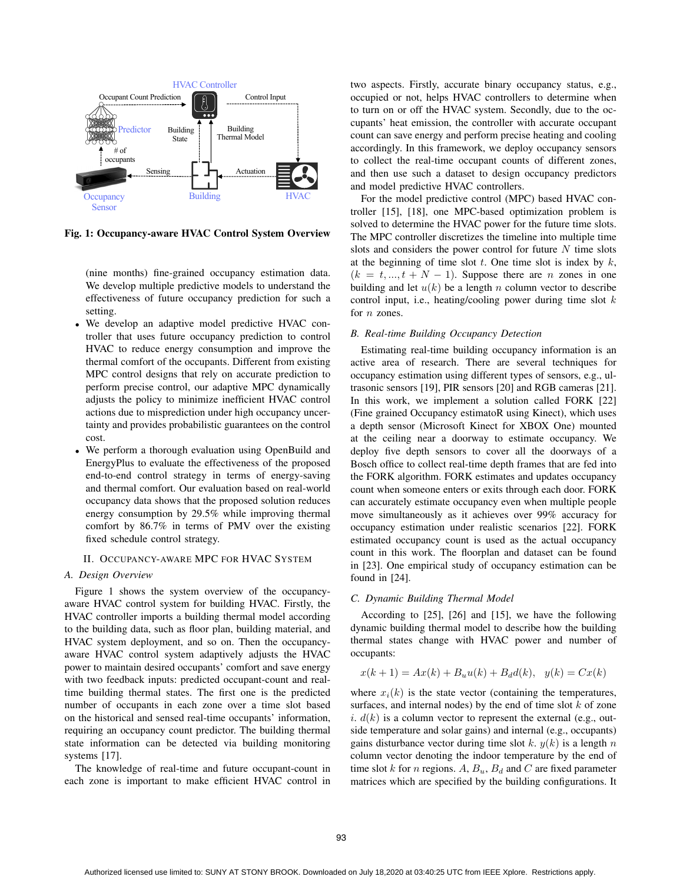HVAC Controller

Occupant Count Prediction

Control Input

Predictor

Building State

Building Thermal Model

# of occupants

Sensing

Actuation

Occupancy Sensor

Building

HVAC

**Fig. 1: Occupancy-aware HVAC Control System Overview**

(nine months) fine-grained occupancy estimation data. We develop multiple predictive models to understand the effectiveness of future occupancy prediction for such a setting.

- We develop an adaptive model predictive HVAC controller that uses future occupancy prediction to control HVAC to reduce energy consumption and improve the thermal comfort of the occupants. Different from existing MPC control designs that rely on accurate prediction to perform precise control, our adaptive MPC dynamically adjusts the policy to minimize inefficient HVAC control actions due to misprediction under high occupancy uncertainty and provides probabilistic guarantees on the control cost.
- We perform a thorough evaluation using OpenBuild and EnergyPlus to evaluate the effectiveness of the proposed end-to-end control strategy in terms of energy-saving and thermal comfort. Our evaluation based on real-world occupancy data shows that the proposed solution reduces energy consumption by 29.5% while improving thermal comfort by 86.7% in terms of PMV over the existing fixed schedule control strategy.

## II. Occupancy-aware MPC for HVAC System

### A. Design Overview

Figure 1 shows the system overview of the occupancy-aware HVAC control system for building HVAC. Firstly, the HVAC controller imports a building thermal model according to the building data, such as floor plan, building material, and HVAC system deployment, and so on. Then the occupancy-aware HVAC control system adaptively adjusts the HVAC power to maintain desired occupants' comfort and save energy with two feedback inputs: predicted occupant-count and real-time building thermal states. The first one is the predicted number of occupants in each zone over a time slot based on the historical and sensed real-time occupants' information, requiring an occupancy count predictor. The building thermal state information can be detected via building monitoring systems [17].

The knowledge of real-time and future occupant-count in each zone is important to make efficient HVAC control in two aspects. Firstly, accurate binary occupancy status, e.g., occupied or not, helps HVAC controllers to determine when to turn on or off the HVAC system. Secondly, due to the occupants' heat emission, the controller with accurate occupant count can save energy and perform precise heating and cooling accordingly. In this framework, we deploy occupancy sensors to collect the real-time occupant counts of different zones, and then use such a dataset to design occupancy predictors and model predictive HVAC controllers.

For the model predictive control (MPC) based HVAC controller [15], [18], one MPC-based optimization problem is solved to determine the HVAC power for the future time slots. The MPC controller discretizes the timeline into multiple time slots and considers the power control for future $N$ time slots at the beginning of time slot $t$. One time slot is index by $k$, ($k = t, ..., t + N - 1$). Suppose there are $n$ zones in one building and let $u(k)$ be a length $n$ column vector to describe control input, i.e., heating/cooling power during time slot $k$ for $n$ zones.

### B. Real-time Building Occupancy Detection

Estimating real-time building occupancy information is an active area of research. There are several techniques for occupancy estimation using different types of sensors, e.g., ultrasonic sensors [19], PIR sensors [20] and RGB cameras [21]. In this work, we implement a solution called FORK [22] (Fine grained Occupancy estimatoR using Kinect), which uses a depth sensor (Microsoft Kinect for XBOX One) mounted at the ceiling near a doorway to estimate occupancy. We deploy five depth sensors to cover all the doorways of a Bosch office to collect real-time depth frames that are fed into the FORK algorithm. FORK estimates and updates occupancy count when someone enters or exits through each door. FORK can accurately estimate occupancy even when multiple people move simultaneously as it achieves over 99% accuracy for occupancy estimation under realistic scenarios [22]. FORK estimated occupancy count is used as the actual occupancy count in this work. The floorplan and dataset can be found in [23]. One empirical study of occupancy estimation can be found in [24].

### C. Dynamic Building Thermal Model

According to [25], [26] and [15], we have the following dynamic building thermal model to describe how the building thermal states change with HVAC power and number of occupants:

$$x(k+1) = Ax(k) + B_u u(k) + B_d d(k), \quad y(k) = Cx(k)$$

where $x_i(k)$ is the state vector (containing the temperatures, surfaces, and internal nodes) by the end of time slot $k$ of zone $i$. $d(k)$ is a column vector to represent the external (e.g., outside temperature and solar gains) and internal (e.g., occupants) gains disturbance vector during time slot $k$. $y(k)$ is a length $n$ column vector denoting the indoor temperature by the end of time slot $k$ for $n$ regions. $A$, $B_u$, $B_d$ and $C$ are fixed parameter matrices which are specified by the building configurations. It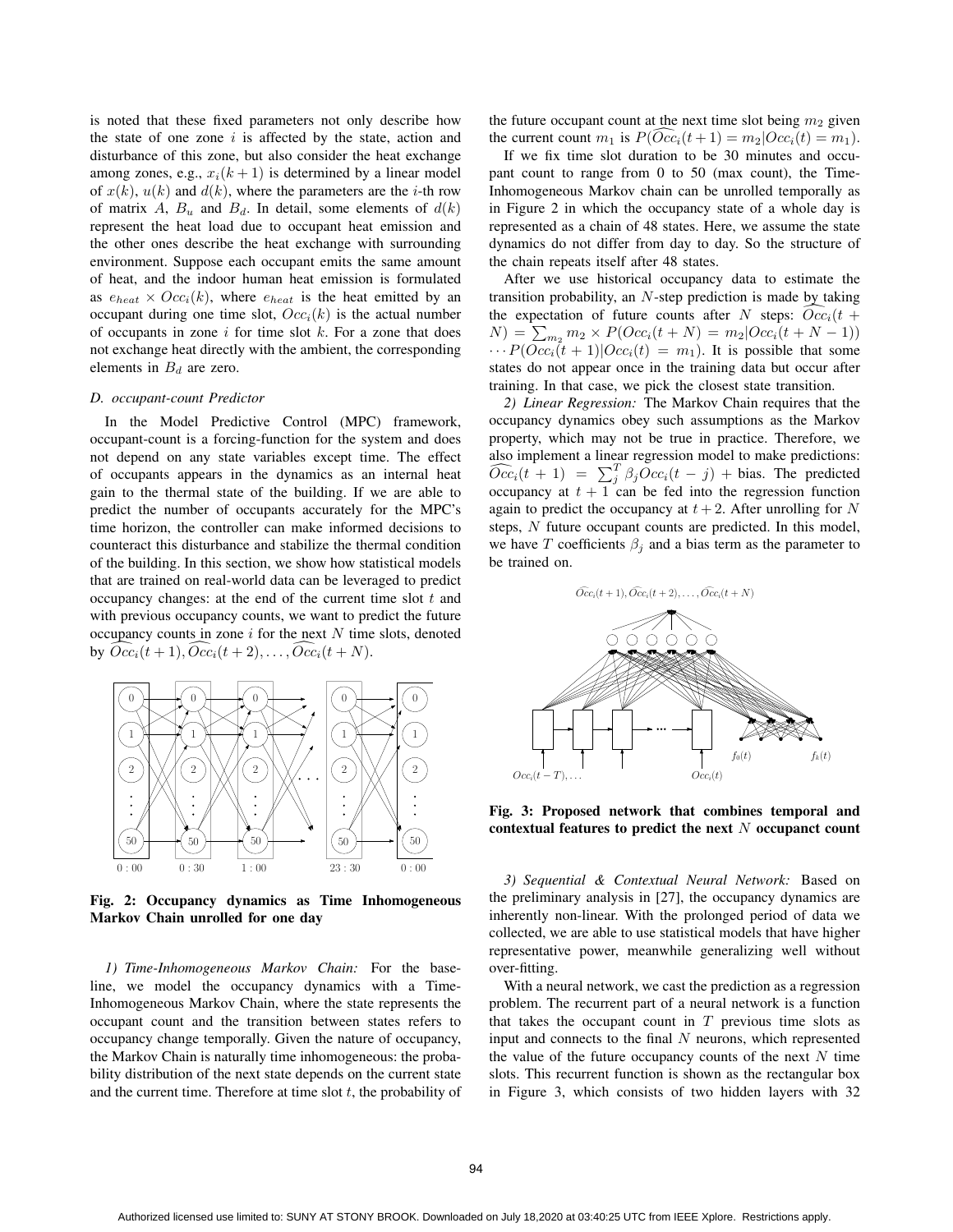is noted that these fixed parameters not only describe how the state of one zone $i$ is affected by the state, action and disturbance of this zone, but also consider the heat exchange among zones, e.g., $x_i(k+1)$ is determined by a linear model of $x(k)$, $u(k)$ and $d(k)$, where the parameters are the $i$-th row of matrix $A$, $B_u$ and $B_d$. In detail, some elements of $d(k)$ represent the heat load due to occupant heat emission and the other ones describe the heat exchange with surrounding environment. Suppose each occupant emits the same amount of heat, and the indoor human heat emission is formulated as $e_{heat} \times Occ_i(k)$, where $e_{heat}$ is the heat emitted by an occupant during one time slot, $Occ_i(k)$ is the actual number of occupants in zone $i$ for time slot $k$. For a zone that does not exchange heat directly with the ambient, the corresponding elements in $B_d$ are zero.

### *D. occupant-count Predictor*

In the Model Predictive Control (MPC) framework, occupant-count is a forcing-function for the system and does not depend on any state variables except time. The effect of occupants appears in the dynamics as an internal heat gain to the thermal state of the building. If we are able to predict the number of occupants accurately for the MPC's time horizon, the controller can make informed decisions to counteract this disturbance and stabilize the thermal condition of the building. In this section, we show how statistical models that are trained on real-world data can be leveraged to predict occupancy changes: at the end of the current time slot $t$ and with previous occupancy counts, we want to predict the future occupancy counts in zone $i$ for the next $N$ time slots, denoted by $\widehat{Occ}_i(t+1), \widehat{Occ}_i(t+2), \ldots, \widehat{Occ}_i(t+N)$.

0
1
2
50
0:00
0:30
1:00
23:30
0:00

**Fig. 2: Occupancy dynamics as Time Inhomogeneous Markov Chain unrolled for one day**

*1) Time-Inhomogeneous Markov Chain:* For the baseline, we model the occupancy dynamics with a Time-Inhomogeneous Markov Chain, where the state represents the occupant count and the transition between states refers to occupancy change temporally. Given the nature of occupancy, the Markov Chain is naturally time inhomogeneous: the probability distribution of the next state depends on the current state and the current time. Therefore at time slot $t$, the probability of the future occupant count at the next time slot being $m_2$ given the current count $m_1$ is $P(\widehat{Occ}_i(t+1) = m_2 | Occ_i(t) = m_1)$.

If we fix time slot duration to be 30 minutes and occupant count to range from 0 to 50 (max count), the Time-Inhomogeneous Markov chain can be unrolled temporally as in Figure 2 in which the occupancy state of a whole day is represented as a chain of 48 states. Here, we assume the state dynamics do not differ from day to day. So the structure of the chain repeats itself after 48 states.

After we use historical occupancy data to estimate the transition probability, an $N$-step prediction is made by taking the expectation of future counts after $N$ steps: $\widehat{Occ}_i(t+N) = \sum_{m_2} m_2 \times P(Occ_i(t+N) = m_2 | Occ_i(t+N-1)) \cdots P(Occ_i(t+1) | Occ_i(t) = m_1)$. It is possible that some states do not appear once in the training data but occur after training. In that case, we pick the closest state transition.

*2) Linear Regression:* The Markov Chain requires that the occupancy dynamics obey such assumptions as the Markov property, which may not be true in practice. Therefore, we also implement a linear regression model to make predictions: $\widehat{Occ}_i(t+1) = \sum_j^T \beta_j Occ_i(t-j) + \text{bias}$. The predicted occupancy at $t+1$ can be fed into the regression function again to predict the occupancy at $t+2$. After unrolling for $N$ steps, $N$ future occupant counts are predicted. In this model, we have $T$ coefficients $\beta_j$ and a bias term as the parameter to be trained on.

$\widehat{Occ}_i(t+1), \widehat{Occ}_i(t+2), \ldots, \widehat{Occ}_i(t+N)$
$Occ_i(t-T), \ldots$
$Occ_i(t)$
$f_0(t)$
$f_k(t)$

**Fig. 3: Proposed network that combines temporal and contextual features to predict the next $N$ occupanct count**

*3) Sequential & Contextual Neural Network:* Based on the preliminary analysis in [27], the occupancy dynamics are inherently non-linear. With the prolonged period of data we collected, we are able to use statistical models that have higher representative power, meanwhile generalizing well without over-fitting.

With a neural network, we cast the prediction as a regression problem. The recurrent part of a neural network is a function that takes the occupant count in $T$ previous time slots as input and connects to the final $N$ neurons, which represented the value of the future occupancy counts of the next $N$ time slots. This recurrent function is shown as the rectangular box in Figure 3, which consists of two hidden layers with 32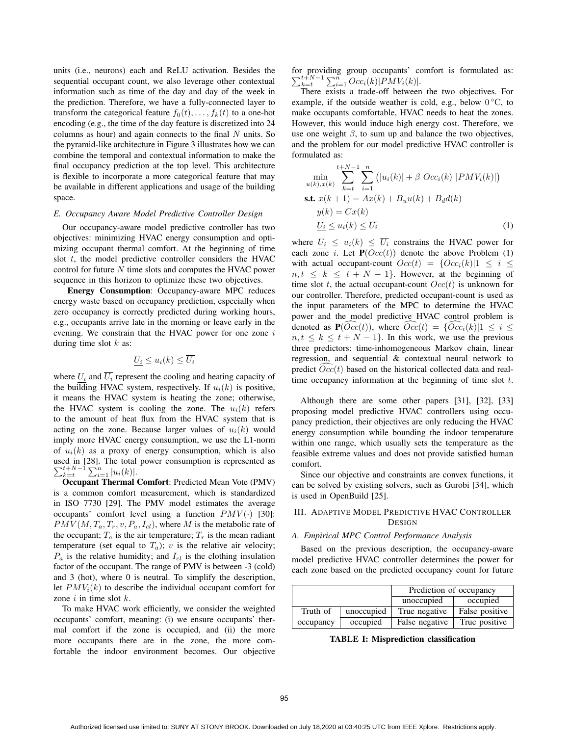units (i.e., neurons) each and ReLU activation. Besides the sequential occupant count, we also leverage other contextual information such as time of the day and day of the week in the prediction. Therefore, we have a fully-connected layer to transform the categorical feature $f_0(t), \ldots, f_k(t)$ to a one-hot encoding (e.g., the time of the day feature is discretized into 24 columns as hour) and again connects to the final $N$ units. So the pyramid-like architecture in Figure 3 illustrates how we can combine the temporal and contextual information to make the final occupancy prediction at the top level. This architecture is flexible to incorporate a more categorical feature that may be available in different applications and usage of the building space.

### *E. Occupancy Aware Model Predictive Controller Design*

Our occupancy-aware model predictive controller has two objectives: minimizing HVAC energy consumption and optimizing occupant thermal comfort. At the beginning of time slot $t$, the model predictive controller considers the HVAC control for future $N$ time slots and computes the HVAC power sequence in this horizon to optimize these two objectives.

**Energy Consumption**: Occupancy-aware MPC reduces energy waste based on occupancy prediction, especially when zero occupancy is correctly predicted during working hours, e.g., occupants arrive late in the morning or leave early in the evening. We constrain that the HVAC power for one zone $i$ during time slot $k$ as:

$$\underline{U_i} \leq u_i(k) \leq \overline{U_i}$$

where $\underline{U_i}$ and $\overline{U_i}$ represent the cooling and heating capacity of the building HVAC system, respectively. If $u_i(k)$ is positive, it means the HVAC system is heating the zone; otherwise, the HVAC system is cooling the zone. The $u_i(k)$ refers to the amount of heat flux from the HVAC system that is acting on the zone. Because larger values of $u_i(k)$ would imply more HVAC energy consumption, we use the L1-norm of $u_i(k)$ as a proxy of energy consumption, which is also used in [28]. The total power consumption is represented as $\sum_{k=t}^{t+N-1} \sum_{i=1}^{n} |u_i(k)|$.

**Occupant Thermal Comfort**: Predicted Mean Vote (PMV) is a common comfort measurement, which is standardized in ISO 7730 [29]. The PMV model estimates the average occupants' comfort level using a function $PMV(\cdot)$ [30]: $PMV(M, T_a, T_r, v, P_a, I_{cl})$, where $M$ is the metabolic rate of the occupant; $T_a$ is the air temperature; $T_r$ is the mean radiant temperature (set equal to $T_a$); $v$ is the relative air velocity; $P_a$ is the relative humidity; and $I_{cl}$ is the clothing insulation factor of the occupant. The range of PMV is between -3 (cold) and 3 (hot), where 0 is neutral. To simplify the description, let $PMV_i(k)$ to describe the individual occupant comfort for zone $i$ in time slot $k$.

To make HVAC work efficiently, we consider the weighted occupants' comfort, meaning: (i) we ensure occupants' thermal comfort if the zone is occupied, and (ii) the more more occupants there are in the zone, the more comfortable the indoor environment becomes. Our objective for providing group occupants' comfort is formulated as: $\sum_{k=t}^{t+N-1} \sum_{i=1}^{n} Occ_i(k)|PMV_i(k)|$.

There exists a trade-off between the two objectives. For example, if the outside weather is cold, e.g., below $0\,^{\circ}\mathrm{C}$, to make occupants comfortable, HVAC needs to heat the zones. However, this would induce high energy cost. Therefore, we use one weight $\beta$, to sum up and balance the two objectives, and the problem for our model predictive HVAC controller is formulated as:

$$\begin{aligned}
\min_{u(k), x(k)} \quad & \sum_{k=t}^{t+N-1} \sum_{i=1}^{n} \left( |u_i(k)| + \beta \; Occ_i(k) \; |PMV_i(k)| \right) \\
\textbf{s.t.} \quad & x(k+1) = Ax(k) + B_u u(k) + B_d d(k) \\
& y(k) = Cx(k) \\
& \underline{U_i} \leq u_i(k) \leq \overline{U_i}
\end{aligned} \tag{1}$$

where $\underline{U_i} \leq u_i(k) \leq \overline{U_i}$ constrains the HVAC power for each zone $i$. Let $\mathbf{P}(Occ(t))$ denote the above Problem (1) with actual occupant-count $Occ(t) = \{Occ_i(k) | 1 \leq i \leq n, t \leq k \leq t + N - 1\}$. However, at the beginning of time slot $t$, the actual occupant-count $Occ(t)$ is unknown for our controller. Therefore, predicted occupant-count is used as the input parameters of the MPC to determine the HVAC power and the model predictive HVAC control problem is denoted as $\mathbf{P}(\widehat{Occ}(t))$, where $\widehat{Occ}(t) = \{\widehat{Occ}_i(k) | 1 \leq i \leq n, t \leq k \leq t + N - 1\}$. In this work, we use the previous three predictors: time-inhomogeneous Markov chain, linear regression, and sequential & contextual neural network to predict $\widehat{Occ}(t)$ based on the historical collected data and real-time occupancy information at the beginning of time slot $t$.

Although there are some other papers [31], [32], [33] proposing model predictive HVAC controllers using occupancy prediction, their objectives are only reducing the HVAC energy consumption while bounding the indoor temperature within one range, which usually sets the temperature as the feasible extreme values and does not provide satisfied human comfort.

Since our objective and constraints are convex functions, it can be solved by existing solvers, such as Gurobi [34], which is used in OpenBuild [25].

## III. Adaptive Model Predictive HVAC Controller Design

### *A. Empirical MPC Control Performance Analysis*

Based on the previous description, the occupancy-aware model predictive HVAC controller determines the power for each zone based on the predicted occupancy count for future

| | | Prediction of occupancy | |
|---|---|---|---|
| | | unoccupied | occupied |
| Truth of occupancy | unoccupied | True negative | False positive |
| | occupied | False negative | True positive |

**TABLE I: Misprediction classification**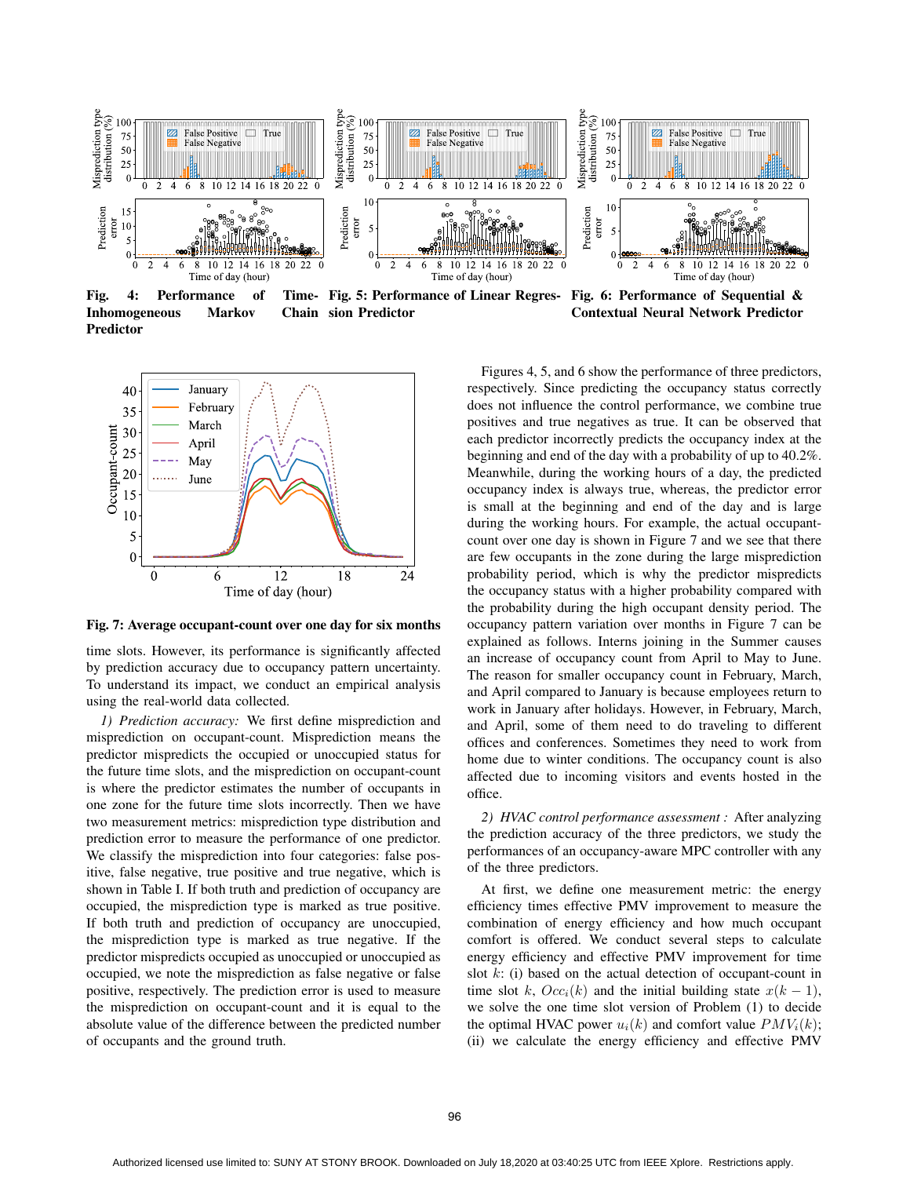Misprediction type distribution (%)
100
75
50
25
0
False Positive
False Negative
True
0 2 4 6 8 10 12 14 16 18 20 22 0

Prediction error
15
10
5
0
0 2 4 6 8 10 12 14 16 18 20 22 0
Time of day (hour)

**Fig. 4: Performance of Time-Inhomogeneous Markov Chain Predictor**

Misprediction type distribution (%)
100
75
50
25
0
False Positive
False Negative
True
0 2 4 6 8 10 12 14 16 18 20 22 0

Prediction error
10
5
0
0 2 4 6 8 10 12 14 16 18 20 22 0
Time of day (hour)

**Fig. 5: Performance of Linear Regression Predictor**

Misprediction type distribution (%)
100
75
50
25
0
False Positive
False Negative
True
0 2 4 6 8 10 12 14 16 18 20 22 0

Prediction error
10
5
0
0 2 4 6 8 10 12 14 16 18 20 22 0
Time of day (hour)

**Fig. 6: Performance of Sequential & Contextual Neural Network Predictor**

Occupant-count
40
35
30
25
20
15
10
5
0
January
February
March
April
May
June
0 6 12 18 24
Time of day (hour)

**Fig. 7: Average occupant-count over one day for six months**

time slots. However, its performance is significantly affected by prediction accuracy due to occupancy pattern uncertainty. To understand its impact, we conduct an empirical analysis using the real-world data collected.

*1) Prediction accuracy:* We first define misprediction and misprediction on occupant-count. Misprediction means the predictor mispredicts the occupied or unoccupied status for the future time slots, and the misprediction on occupant-count is where the predictor estimates the number of occupants in one zone for the future time slots incorrectly. Then we have two measurement metrics: misprediction type distribution and prediction error to measure the performance of one predictor. We classify the misprediction into four categories: false positive, false negative, true positive and true negative, which is shown in Table I. If both truth and prediction of occupancy are occupied, the misprediction type is marked as true positive. If both truth and prediction of occupancy are unoccupied, the misprediction type is marked as true negative. If the predictor mispredicts occupied as unoccupied or unoccupied as occupied, we note the misprediction as false negative or false positive, respectively. The prediction error is used to measure the misprediction on occupant-count and it is equal to the absolute value of the difference between the predicted number of occupants and the ground truth.

Figures 4, 5, and 6 show the performance of three predictors, respectively. Since predicting the occupancy status correctly does not influence the control performance, we combine true positives and true negatives as true. It can be observed that each predictor incorrectly predicts the occupancy index at the beginning and end of the day with a probability of up to 40.2%. Meanwhile, during the working hours of a day, the predicted occupancy index is always true, whereas, the predictor error is small at the beginning and end of the day and is large during the working hours. For example, the actual occupant-count over one day is shown in Figure 7 and we see that there are few occupants in the zone during the large misprediction probability period, which is why the predictor mispredicts the occupancy status with a higher probability compared with the probability during the high occupant density period. The occupancy pattern variation over months in Figure 7 can be explained as follows. Interns joining in the Summer causes an increase of occupancy count from April to May to June. The reason for smaller occupancy count in February, March, and April compared to January is because employees return to work in January after holidays. However, in February, March, and April, some of them need to do traveling to different offices and conferences. Sometimes they need to work from home due to winter conditions. The occupancy count is also affected due to incoming visitors and events hosted in the office.

*2) HVAC control performance assessment :* After analyzing the prediction accuracy of the three predictors, we study the performances of an occupancy-aware MPC controller with any of the three predictors.

At first, we define one measurement metric: the energy efficiency times effective PMV improvement to measure the combination of energy efficiency and how much occupant comfort is offered. We conduct several steps to calculate energy efficiency and effective PMV improvement for time slot $k$: (i) based on the actual detection of occupant-count in time slot $k$, $Occ_i(k)$ and the initial building state $x(k-1)$, we solve the one time slot version of Problem (1) to decide the optimal HVAC power $u_i(k)$ and comfort value $PMV_i(k)$; (ii) we calculate the energy efficiency and effective PMV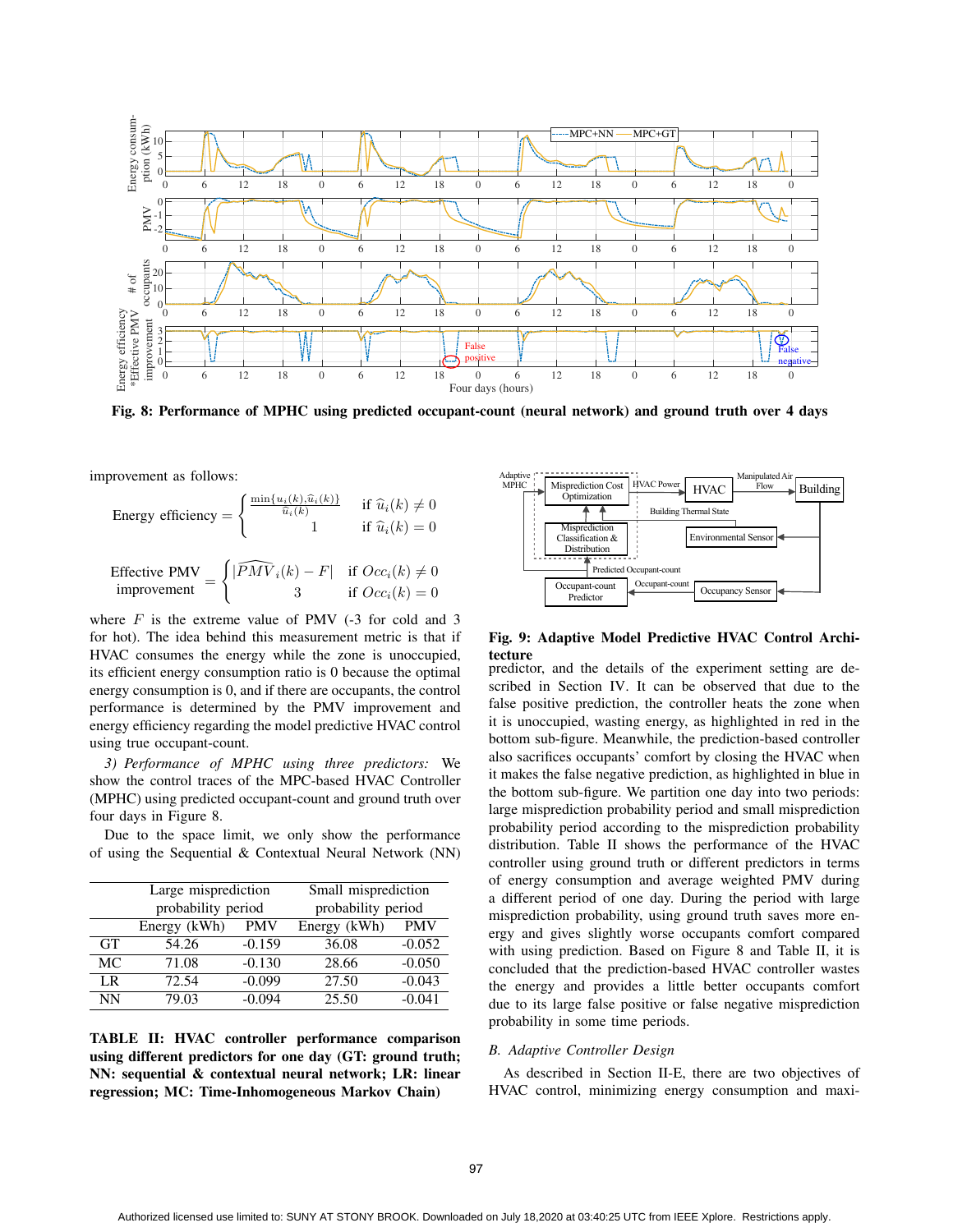Fig. 8: Performance of MPHC using predicted occupant-count (neural network) and ground truth over 4 days

improvement as follows:

$$\text{Energy efficiency} = \begin{cases} \frac{\min\{u_i(k), \widehat{u}_i(k)\}}{\widehat{u}_i(k)} & \text{if } \widehat{u}_i(k) \neq 0 \\ 1 & \text{if } \widehat{u}_i(k) = 0 \end{cases}$$

$$\begin{array}{c}\text{Effective PMV} \\ \text{improvement}\end{array} = \begin{cases} |\widehat{PMV}_i(k) - F| & \text{if } Occ_i(k) \neq 0 \\ 3 & \text{if } Occ_i(k) = 0 \end{cases}$$

where $F$ is the extreme value of PMV (-3 for cold and 3 for hot). The idea behind this measurement metric is that if HVAC consumes the energy while the zone is unoccupied, its efficient energy consumption ratio is 0 because the optimal energy consumption is 0, and if there are occupants, the control performance is determined by the PMV improvement and energy efficiency regarding the model predictive HVAC control using true occupant-count.

*3) Performance of MPHC using three predictors:* We show the control traces of the MPC-based HVAC Controller (MPHC) using predicted occupant-count and ground truth over four days in Figure 8.

Due to the space limit, we only show the performance of using the Sequential & Contextual Neural Network (NN) predictor, and the details of the experiment setting are described in Section IV. It can be observed that due to the false positive prediction, the controller heats the zone when it is unoccupied, wasting energy, as highlighted in red in the bottom sub-figure. Meanwhile, the prediction-based controller also sacrifices occupants' comfort by closing the HVAC when it makes the false negative prediction, as highlighted in blue in the bottom sub-figure. We partition one day into two periods: large misprediction probability period and small misprediction probability period according to the misprediction probability distribution. Table II shows the performance of the HVAC controller using ground truth or different predictors in terms of energy consumption and average weighted PMV during a different period of one day. During the period with large misprediction probability, using ground truth saves more energy and gives slightly worse occupants comfort compared with using prediction. Based on Figure 8 and Table II, it is concluded that the prediction-based controller wastes the energy and provides a little better occupants comfort due to its large false positive or false negative misprediction probability in some time periods.

| | Large misprediction probability period | | Small misprediction probability period | |
|---|---|---|---|---|
| | Energy (kWh) | PMV | Energy (kWh) | PMV |
| GT | 54.26 | -0.159 | 36.08 | -0.052 |
| MC | 71.08 | -0.130 | 28.66 | -0.050 |
| LR | 72.54 | -0.099 | 27.50 | -0.043 |
| NN | 79.03 | -0.094 | 25.50 | -0.041 |

TABLE II: HVAC controller performance comparison using different predictors for one day (GT: ground truth; NN: sequential & contextual neural network; LR: linear regression; MC: Time-Inhomogeneous Markov Chain)

Fig. 9: Adaptive Model Predictive HVAC Control Architecture

### B. Adaptive Controller Design

As described in Section II-E, there are two objectives of HVAC control, minimizing energy consumption and maxi-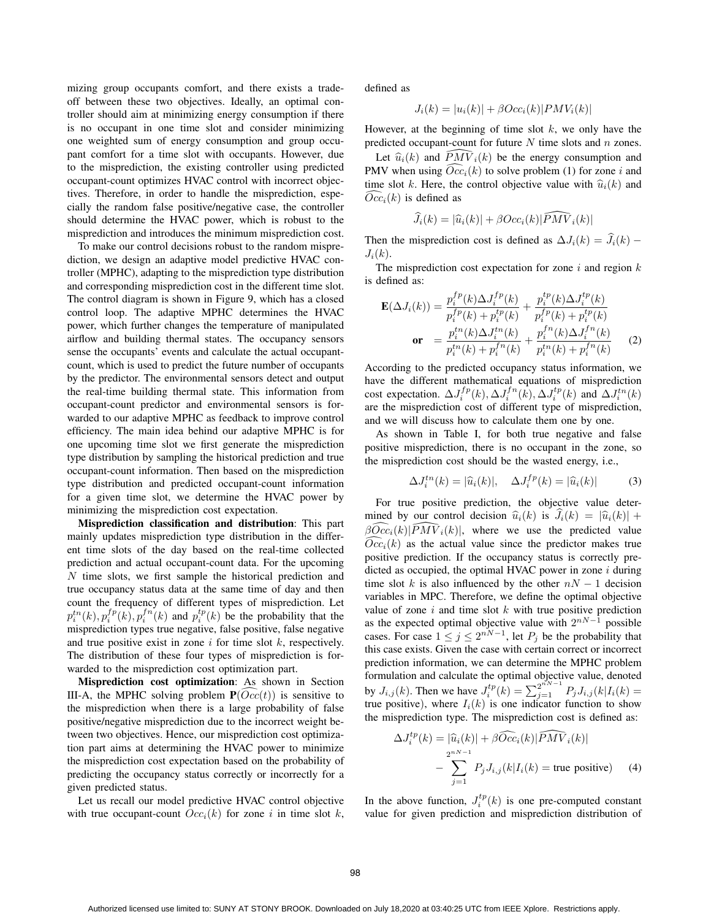mizing group occupants comfort, and there exists a tradeoff between these two objectives. Ideally, an optimal controller should aim at minimizing energy consumption if there is no occupant in one time slot and consider minimizing one weighted sum of energy consumption and group occupant comfort for a time slot with occupants. However, due to the misprediction, the existing controller using predicted occupant-count optimizes HVAC control with incorrect objectives. Therefore, in order to handle the misprediction, especially the random false positive/negative case, the controller should determine the HVAC power, which is robust to the misprediction and introduces the minimum misprediction cost.

To make our control decisions robust to the random misprediction, we design an adaptive model predictive HVAC controller (MPHC), adapting to the misprediction type distribution and corresponding misprediction cost in the different time slot. The control diagram is shown in Figure 9, which has a closed control loop. The adaptive MPHC determines the HVAC power, which further changes the temperature of manipulated airflow and building thermal states. The occupancy sensors sense the occupants' events and calculate the actual occupant-count, which is used to predict the future number of occupants by the predictor. The environmental sensors detect and output the real-time building thermal state. This information from occupant-count predictor and environmental sensors is forwarded to our adaptive MPHC as feedback to improve control efficiency. The main idea behind our adaptive MPHC is for one upcoming time slot we first generate the misprediction type distribution by sampling the historical prediction and true occupant-count information. Then based on the misprediction type distribution and predicted occupant-count information for a given time slot, we determine the HVAC power by minimizing the misprediction cost expectation.

**Misprediction classification and distribution**: This part mainly updates misprediction type distribution in the different time slots of the day based on the real-time collected prediction and actual occupant-count data. For the upcoming $N$ time slots, we first sample the historical prediction and true occupancy status data at the same time of day and then count the frequency of different types of misprediction. Let $p_i^{tn}(k), p_i^{fp}(k), p_i^{fn}(k)$ and $p_i^{tp}(k)$ be the probability that the misprediction types true negative, false positive, false negative and true positive exist in zone $i$ for time slot $k$, respectively. The distribution of these four types of misprediction is forwarded to the misprediction cost optimization part.

**Misprediction cost optimization**: As shown in Section III-A, the MPHC solving problem $\mathbf{P}(\widehat{Occ}(t))$ is sensitive to the misprediction when there is a large probability of false positive/negative misprediction due to the incorrect weight between two objectives. Hence, our misprediction cost optimization part aims at determining the HVAC power to minimize the misprediction cost expectation based on the probability of predicting the occupancy status correctly or incorrectly for a given predicted status.

Let us recall our model predictive HVAC control objective with true occupant-count $Occ_i(k)$ for zone $i$ in time slot $k$, defined as

$$J_i(k) = |u_i(k)| + \beta Occ_i(k)|PMV_i(k)|$$

However, at the beginning of time slot $k$, we only have the predicted occupant-count for future $N$ time slots and $n$ zones.

Let $\widehat{u}_i(k)$ and $\widehat{PMV}_i(k)$ be the energy consumption and PMV when using $\widehat{Occ}_i(k)$ to solve problem (1) for zone $i$ and time slot $k$. Here, the control objective value with $\widehat{u}_i(k)$ and $\widehat{Occ}_i(k)$ is defined as

$$\widehat{J}_i(k) = |\widehat{u}_i(k)| + \beta Occ_i(k)|\widehat{PMV}_i(k)|$$

Then the misprediction cost is defined as $\Delta J_i(k) = \widehat{J}_i(k) - J_i(k)$.

The misprediction cost expectation for zone $i$ and region $k$ is defined as:

$$\begin{aligned}\mathbf{E}(\Delta J_i(k)) &= \frac{p_i^{fp}(k)\Delta J_i^{fp}(k)}{p_i^{fp}(k)+p_i^{tp}(k)} + \frac{p_i^{tp}(k)\Delta J_i^{tp}(k)}{p_i^{fp}(k)+p_i^{tp}(k)} \\ \textbf{or} \quad &= \frac{p_i^{tn}(k)\Delta J_i^{tn}(k)}{p_i^{tn}(k)+p_i^{fn}(k)} + \frac{p_i^{fn}(k)\Delta J_i^{fn}(k)}{p_i^{tn}(k)+p_i^{fn}(k)}\end{aligned} \quad (2)$$

According to the predicted occupancy status information, we have the different mathematical equations of misprediction cost expectation. $\Delta J_i^{fp}(k), \Delta J_i^{fn}(k), \Delta J_i^{tp}(k)$ and $\Delta J_i^{tn}(k)$ are the misprediction cost of different type of misprediction, and we will discuss how to calculate them one by one.

As shown in Table I, for both true negative and false positive misprediction, there is no occupant in the zone, so the misprediction cost should be the wasted energy, i.e.,

$$\Delta J_i^{tn}(k) = |\widehat{u}_i(k)|, \quad \Delta J_i^{fp}(k) = |\widehat{u}_i(k)| \quad (3)$$

For true positive prediction, the objective value determined by our control decision $\widehat{u}_i(k)$ is $\widehat{J}_i(k) = |\widehat{u}_i(k)| + \beta\widehat{Occ}_i(k)|\widehat{PMV}_i(k)|$, where we use the predicted value $\widehat{Occ}_i(k)$ as the actual value since the predictor makes true positive prediction. If the occupancy status is correctly predicted as occupied, the optimal HVAC power in zone $i$ during time slot $k$ is also influenced by the other $nN-1$ decision variables in MPC. Therefore, we define the optimal objective value of zone $i$ and time slot $k$ with true positive prediction as the expected optimal objective value with $2^{nN-1}$ possible cases. For case $1 \leq j \leq 2^{nN-1}$, let $P_j$ be the probability that this case exists. Given the case with certain correct or incorrect prediction information, we can determine the MPHC problem formulation and calculate the optimal objective value, denoted by $J_{i,j}(k)$. Then we have $J_i^{tp}(k) = \sum_{j=1}^{2^{nN-1}} P_j J_{i,j}(k|I_i(k) = \text{true positive})$, where $I_i(k)$ is one indicator function to show the misprediction type. The misprediction cost is defined as:

$$\begin{aligned}\Delta J_i^{tp}(k) &= |\widehat{u}_i(k)| + \beta\widehat{Occ}_i(k)|\widehat{PMV}_i(k)| \\ &- \sum_{j=1}^{2^{nN-1}} P_j J_{i,j}(k|I_i(k) = \text{true positive})\end{aligned} \quad (4)$$

In the above function, $J_i^{tp}(k)$ is one pre-computed constant value for given prediction and misprediction distribution of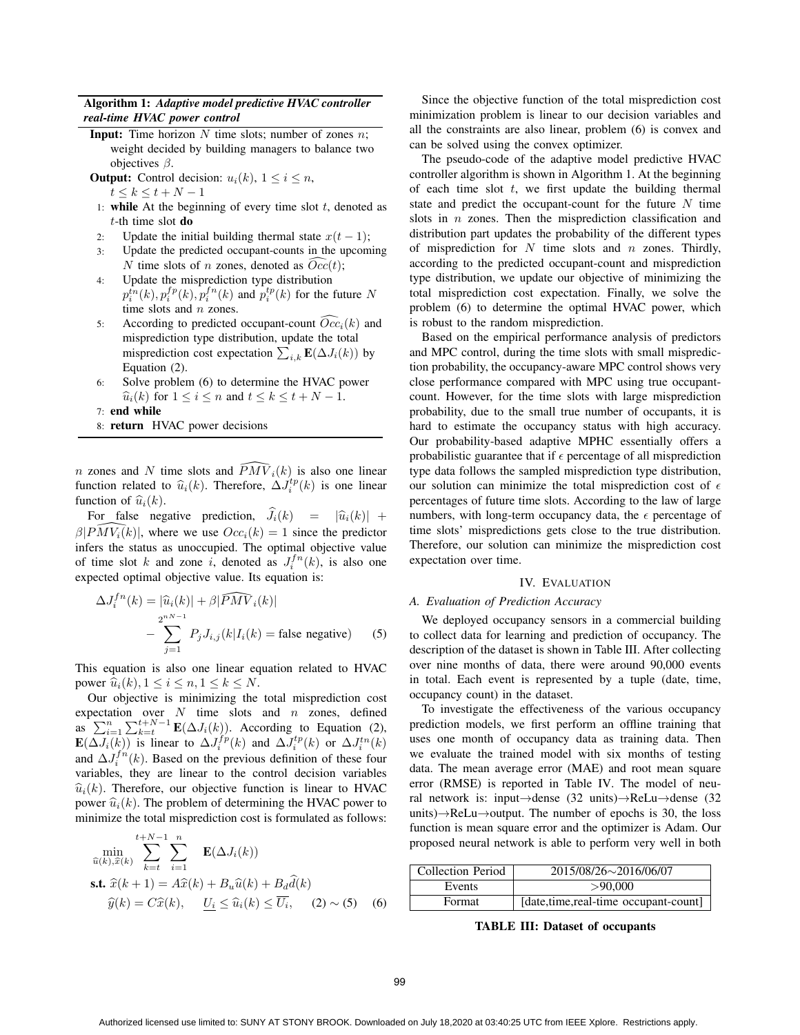**Algorithm 1:** ***Adaptive model predictive HVAC controller real-time HVAC power control***

**Input:** Time horizon $N$ time slots; number of zones $n$; weight decided by building managers to balance two objectives $\beta$.

**Output:** Control decision: $u_i(k)$, $1 \leq i \leq n$, $t \leq k \leq t+N-1$

1: **while** At the beginning of every time slot $t$, denoted as $t$-th time slot **do**
2: Update the initial building thermal state $x(t-1)$;
3: Update the predicted occupant-counts in the upcoming $N$ time slots of $n$ zones, denoted as $\widehat{Occ}(t)$;
4: Update the misprediction type distribution $p_i^{tn}(k), p_i^{fp}(k), p_i^{fn}(k)$ and $p_i^{tp}(k)$ for the future $N$ time slots and $n$ zones.
5: According to predicted occupant-count $\widehat{Occ}_i(k)$ and misprediction type distribution, update the total misprediction cost expectation $\sum_{i,k}\mathbf{E}(\Delta J_i(k))$ by Equation (2).
6: Solve problem (6) to determine the HVAC power $\widehat{u}_i(k)$ for $1 \leq i \leq n$ and $t \leq k \leq t+N-1$.
7: **end while**
8: **return** HVAC power decisions

$n$ zones and $N$ time slots and $\widehat{PMV}_i(k)$ is also one linear function related to $\widehat{u}_i(k)$. Therefore, $\Delta J_i^{tp}(k)$ is one linear function of $\widehat{u}_i(k)$.

For false negative prediction, $\widehat{J}_i(k) = |\widehat{u}_i(k)| + \beta|\widehat{PMV}_i(k)|$, where we use $Occ_i(k) = 1$ since the predictor infers the status as unoccupied. The optimal objective value of time slot $k$ and zone $i$, denoted as $J_i^{fn}(k)$, is also one expected optimal objective value. Its equation is:

$$\Delta J_i^{fn}(k) = |\widehat{u}_i(k)| + \beta|\widehat{PMV}_i(k)| - \sum_{j=1}^{2^{nN-1}} P_j J_{i,j}(k|I_i(k) = \text{false negative}) \quad (5)$$

This equation is also one linear equation related to HVAC power $\widehat{u}_i(k), 1 \leq i \leq n, 1 \leq k \leq N$.

Our objective is minimizing the total misprediction cost expectation over $N$ time slots and $n$ zones, defined as $\sum_{i=1}^{n}\sum_{k=t}^{t+N-1}\mathbf{E}(\Delta J_i(k))$. According to Equation (2), $\mathbf{E}(\Delta J_i(k))$ is linear to $\Delta J_i^{fp}(k)$ and $\Delta J_i^{tp}(k)$ or $\Delta J_i^{tn}(k)$ and $\Delta J_i^{fn}(k)$. Based on the previous definition of these four variables, they are linear to the control decision variables $\widehat{u}_i(k)$. Therefore, our objective function is linear to HVAC power $\widehat{u}_i(k)$. The problem of determining the HVAC power to minimize the total misprediction cost is formulated as follows:

$$\begin{aligned}
&\min_{\widehat{u}(k),\widehat{x}(k)} \sum_{k=t}^{t+N-1}\sum_{i=1}^{n} \quad \mathbf{E}(\Delta J_i(k)) \\
&\textbf{s.t. } \widehat{x}(k+1) = A\widehat{x}(k) + B_u\widehat{u}(k) + B_d\widehat{d}(k) \\
&\quad \widehat{y}(k) = C\widehat{x}(k), \quad \underline{U_i} \leq \widehat{u}_i(k) \leq \overline{U_i}, \quad (2) \sim (5) \quad (6)
\end{aligned}$$

Since the objective function of the total misprediction cost minimization problem is linear to our decision variables and all the constraints are also linear, problem (6) is convex and can be solved using the convex optimizer.

The pseudo-code of the adaptive model predictive HVAC controller algorithm is shown in Algorithm 1. At the beginning of each time slot $t$, we first update the building thermal state and predict the occupant-count for the future $N$ time slots in $n$ zones. Then the misprediction classification and distribution part updates the probability of the different types of misprediction for $N$ time slots and $n$ zones. Thirdly, according to the predicted occupant-count and misprediction type distribution, we update our objective of minimizing the total misprediction cost expectation. Finally, we solve the problem (6) to determine the optimal HVAC power, which is robust to the random misprediction.

Based on the empirical performance analysis of predictors and MPC control, during the time slots with small misprediction probability, the occupancy-aware MPC control shows very close performance compared with MPC using true occupant-count. However, for the time slots with large misprediction probability, due to the small true number of occupants, it is hard to estimate the occupancy status with high accuracy. Our probability-based adaptive MPHC essentially offers a probabilistic guarantee that if $\epsilon$ percentage of all misprediction type data follows the sampled misprediction type distribution, our solution can minimize the total misprediction cost of $\epsilon$ percentages of future time slots. According to the law of large numbers, with long-term occupancy data, the $\epsilon$ percentage of time slots' mispredictions gets close to the true distribution. Therefore, our solution can minimize the misprediction cost expectation over time.

## IV. Evaluation

### A. Evaluation of Prediction Accuracy

We deployed occupancy sensors in a commercial building to collect data for learning and prediction of occupancy. The description of the dataset is shown in Table III. After collecting over nine months of data, there were around 90,000 events in total. Each event is represented by a tuple (date, time, occupancy count) in the dataset.

To investigate the effectiveness of the various occupancy prediction models, we first perform an offline training that uses one month of occupancy data as training data. Then we evaluate the trained model with six months of testing data. The mean average error (MAE) and root mean square error (RMSE) is reported in Table IV. The model of neural network is: input→dense (32 units)→ReLu→dense (32 units)→ReLu→output. The number of epochs is 30, the loss function is mean square error and the optimizer is Adam. Our proposed neural network is able to perform very well in both

| | |
|---|---|
| Collection Period | 2015/08/26∼2016/06/07 |
| Events | >90,000 |
| Format | [date,time,real-time occupant-count] |

**TABLE III: Dataset of occupants**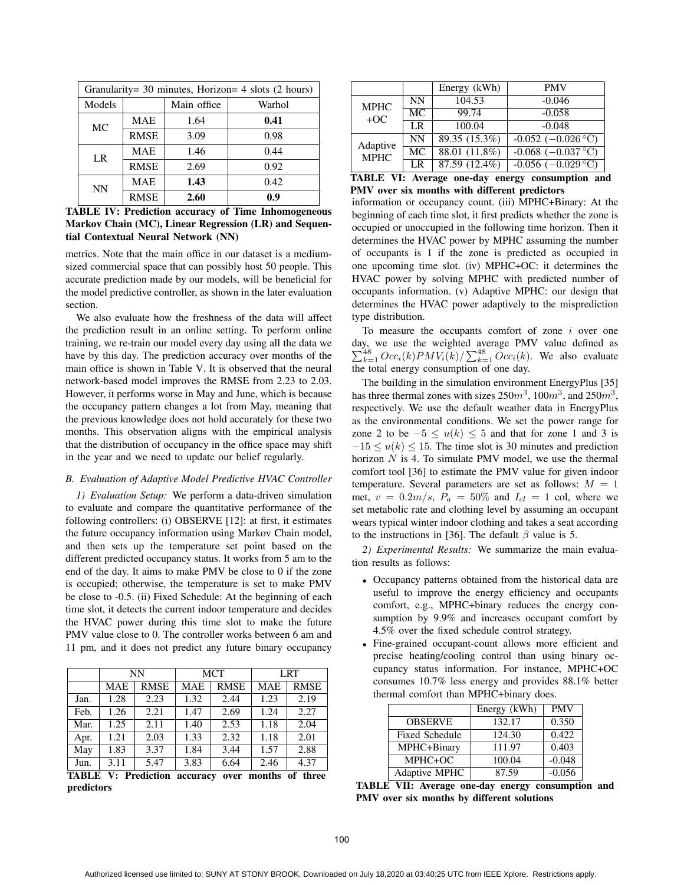| Granularity= 30 minutes, Horizon= 4 slots (2 hours) | | | |
|---|---|---|---|
| Models | | Main office | Warhol |
| MC | MAE | 1.64 | **0.41** |
| | RMSE | 3.09 | 0.98 |
| LR | MAE | 1.46 | 0.44 |
| | RMSE | 2.69 | 0.92 |
| NN | MAE | **1.43** | 0.42 |
| | RMSE | **2.60** | **0.9** |

**TABLE IV: Prediction accuracy of Time Inhomogeneous Markov Chain (MC), Linear Regression (LR) and Sequential Contextual Neural Network (NN)**

metrics. Note that the main office in our dataset is a medium-sized commercial space that can possibly host 50 people. This accurate prediction made by our models, will be beneficial for the model predictive controller, as shown in the later evaluation section.

We also evaluate how the freshness of the data will affect the prediction result in an online setting. To perform online training, we re-train our model every day using all the data we have by this day. The prediction accuracy over months of the main office is shown in Table V. It is observed that the neural network-based model improves the RMSE from 2.23 to 2.03. However, it performs worse in May and June, which is because the occupancy pattern changes a lot from May, meaning that the previous knowledge does not hold accurately for these two months. This observation aligns with the empirical analysis that the distribution of occupancy in the office space may shift in the year and we need to update our belief regularly.

### *B. Evaluation of Adaptive Model Predictive HVAC Controller*

*1) Evaluation Setup:* We perform a data-driven simulation to evaluate and compare the quantitative performance of the following controllers: (i) OBSERVE [12]: at first, it estimates the future occupancy information using Markov Chain model, and then sets up the temperature set point based on the different predicted occupancy status. It works from 5 am to the end of the day. It aims to make PMV be close to 0 if the zone is occupied; otherwise, the temperature is set to make PMV be close to -0.5. (ii) Fixed Schedule: At the beginning of each time slot, it detects the current indoor temperature and decides the HVAC power during this time slot to make the future PMV value close to 0. The controller works between 6 am and 11 pm, and it does not predict any future binary occupancy information or occupancy count. (iii) MPHC+Binary: At the beginning of each time slot, it first predicts whether the zone is occupied or unoccupied in the following time horizon. Then it determines the HVAC power by MPHC assuming the number of occupants is 1 if the zone is predicted as occupied in one upcoming time slot. (iv) MPHC+OC: it determines the HVAC power by solving MPHC with predicted number of occupants information. (v) Adaptive MPHC: our design that determines the HVAC power adaptively to the misprediction type distribution.

| | NN | | MCT | | LRT | |
|---|---|---|---|---|---|---|
| | MAE | RMSE | MAE | RMSE | MAE | RMSE |
| Jan. | 1.28 | 2.23 | 1.32 | 2.44 | 1.23 | 2.19 |
| Feb. | 1.26 | 2.21 | 1.47 | 2.69 | 1.24 | 2.27 |
| Mar. | 1.25 | 2.11 | 1.40 | 2.53 | 1.18 | 2.04 |
| Apr. | 1.21 | 2.03 | 1.33 | 2.32 | 1.18 | 2.01 |
| May | 1.83 | 3.37 | 1.84 | 3.44 | 1.57 | 2.88 |
| Jun. | 3.11 | 5.47 | 3.83 | 6.64 | 2.46 | 4.37 |

**TABLE V: Prediction accuracy over months of three predictors**

| | | Energy (kWh) | PMV |
|---|---|---|---|
| MPHC +OC | NN | 104.53 | -0.046 |
| | MC | 99.74 | -0.058 |
| | LR | 100.04 | -0.048 |
| Adaptive MPHC | NN | 89.35 (15.3%) | -0.052 ($-0.026\,°C$) |
| | MC | 88.01 (11.8%) | -0.068 ($-0.037\,°C$) |
| | LR | 87.59 (12.4%) | -0.056 ($-0.029\,°C$) |

**TABLE VI: Average one-day energy consumption and PMV over six months with different predictors**

To measure the occupants comfort of zone $i$ over one day, we use the weighted average PMV value defined as $\sum_{k=1}^{48} Occ_i(k)PMV_i(k)/\sum_{k=1}^{48} Occ_i(k)$. We also evaluate the total energy consumption of one day.

The building in the simulation environment EnergyPlus [35] has three thermal zones with sizes $250m^3$, $100m^3$, and $250m^3$, respectively. We use the default weather data in EnergyPlus as the environmental conditions. We set the power range for zone 2 to be $-5 \leq u(k) \leq 5$ and that for zone 1 and 3 is $-15 \leq u(k) \leq 15$. The time slot is 30 minutes and prediction horizon $N$ is 4. To simulate PMV model, we use the thermal comfort tool [36] to estimate the PMV value for given indoor temperature. Several parameters are set as follows: $M = 1$ met, $v = 0.2m/s$, $P_a = 50\%$ and $I_{cl} = 1$ col, where we set metabolic rate and clothing level by assuming an occupant wears typical winter indoor clothing and takes a seat according to the instructions in [36]. The default $\beta$ value is 5.

*2) Experimental Results:* We summarize the main evaluation results as follows:

- Occupancy patterns obtained from the historical data are useful to improve the energy efficiency and occupants comfort, e.g., MPHC+binary reduces the energy consumption by 9.9% and increases occupant comfort by 4.5% over the fixed schedule control strategy.
- Fine-grained occupant-count allows more efficient and precise heating/cooling control than using binary occupancy status information. For instance, MPHC+OC consumes 10.7% less energy and provides 88.1% better thermal comfort than MPHC+binary does.

| | Energy (kWh) | PMV |
|---|---|---|
| OBSERVE | 132.17 | 0.350 |
| Fixed Schedule | 124.30 | 0.422 |
| MPHC+Binary | 111.97 | 0.403 |
| MPHC+OC | 100.04 | -0.048 |
| Adaptive MPHC | 87.59 | -0.056 |

**TABLE VII: Average one-day energy consumption and PMV over six months by different solutions**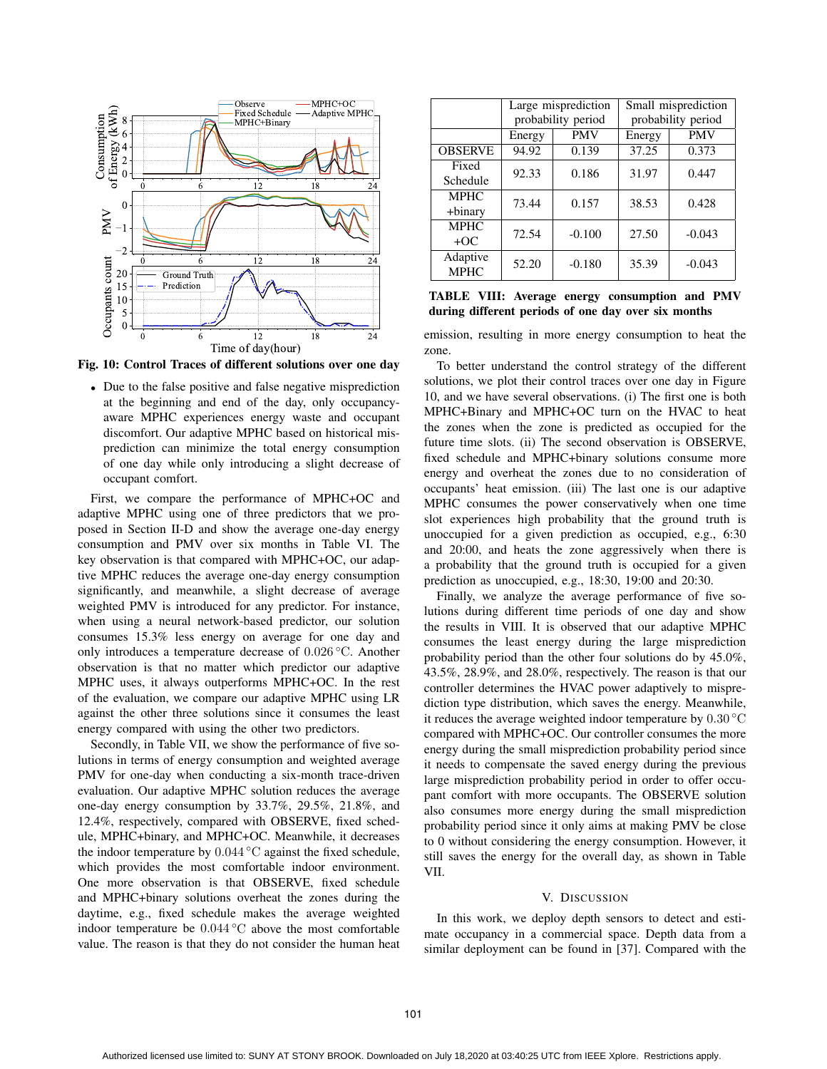Observe
Fixed Schedule
MPHC+Binary
MPHC+OC
Adaptive MPHC

Consumption of Energy (kWh)
8
6
4
2
0
0 6 12 18 24

PMV
0
−1
−2
0 6 12 18 24

Occupants count
20
15
10
5
0
Ground Truth
Prediction
0 6 12 18 24
Time of day(hour)

**Fig. 10: Control Traces of different solutions over one day**

- Due to the false positive and false negative misprediction at the beginning and end of the day, only occupancy-aware MPHC experiences energy waste and occupant discomfort. Our adaptive MPHC based on historical misprediction can minimize the total energy consumption of one day while only introducing a slight decrease of occupant comfort.

First, we compare the performance of MPHC+OC and adaptive MPHC using one of three predictors that we proposed in Section II-D and show the average one-day energy consumption and PMV over six months in Table VI. The key observation is that compared with MPHC+OC, our adaptive MPHC reduces the average one-day energy consumption significantly, and meanwhile, a slight decrease of average weighted PMV is introduced for any predictor. For instance, when using a neural network-based predictor, our solution consumes 15.3% less energy on average for one day and only introduces a temperature decrease of 0.026 °C. Another observation is that no matter which predictor our adaptive MPHC uses, it always outperforms MPHC+OC. In the rest of the evaluation, we compare our adaptive MPHC using LR against the other three solutions since it consumes the least energy compared with using the other two predictors.

Secondly, in Table VII, we show the performance of five solutions in terms of energy consumption and weighted average PMV for one-day when conducting a six-month trace-driven evaluation. Our adaptive MPHC solution reduces the average one-day energy consumption by 33.7%, 29.5%, 21.8%, and 12.4%, respectively, compared with OBSERVE, fixed schedule, MPHC+binary, and MPHC+OC. Meanwhile, it decreases the indoor temperature by 0.044 °C against the fixed schedule, which provides the most comfortable indoor environment. One more observation is that OBSERVE, fixed schedule and MPHC+binary solutions overheat the zones during the daytime, e.g., fixed schedule makes the average weighted indoor temperature be 0.044 °C above the most comfortable value. The reason is that they do not consider the human heat emission, resulting in more energy consumption to heat the zone.

| | Large misprediction probability period | | Small misprediction probability period | |
|---|---|---|---|---|
| | Energy | PMV | Energy | PMV |
| OBSERVE | 94.92 | 0.139 | 37.25 | 0.373 |
| Fixed Schedule | 92.33 | 0.186 | 31.97 | 0.447 |
| MPHC +binary | 73.44 | 0.157 | 38.53 | 0.428 |
| MPHC +OC | 72.54 | -0.100 | 27.50 | -0.043 |
| Adaptive MPHC | 52.20 | -0.180 | 35.39 | -0.043 |

**TABLE VIII: Average energy consumption and PMV during different periods of one day over six months**

To better understand the control strategy of the different solutions, we plot their control traces over one day in Figure 10, and we have several observations. (i) The first one is both MPHC+Binary and MPHC+OC turn on the HVAC to heat the zones when the zone is predicted as occupied for the future time slots. (ii) The second observation is OBSERVE, fixed schedule and MPHC+binary solutions consume more energy and overheat the zones due to no consideration of occupants' heat emission. (iii) The last one is our adaptive MPHC consumes the power conservatively when one time slot experiences high probability that the ground truth is unoccupied for a given prediction as occupied, e.g., 6:30 and 20:00, and heats the zone aggressively when there is a probability that the ground truth is occupied for a given prediction as unoccupied, e.g., 18:30, 19:00 and 20:30.

Finally, we analyze the average performance of five solutions during different time periods of one day and show the results in VIII. It is observed that our adaptive MPHC consumes the least energy during the large misprediction probability period than the other four solutions do by 45.0%, 43.5%, 28.9%, and 28.0%, respectively. The reason is that our controller determines the HVAC power adaptively to misprediction type distribution, which saves the energy. Meanwhile, it reduces the average weighted indoor temperature by 0.30 °C compared with MPHC+OC. Our controller consumes the more energy during the small misprediction probability period since it needs to compensate the saved energy during the previous large misprediction probability period in order to offer occupant comfort with more occupants. The OBSERVE solution also consumes more energy during the small misprediction probability period since it only aims at making PMV be close to 0 without considering the energy consumption. However, it still saves the energy for the overall day, as shown in Table VII.

## V. Discussion

In this work, we deploy depth sensors to detect and estimate occupancy in a commercial space. Depth data from a similar deployment can be found in [37]. Compared with the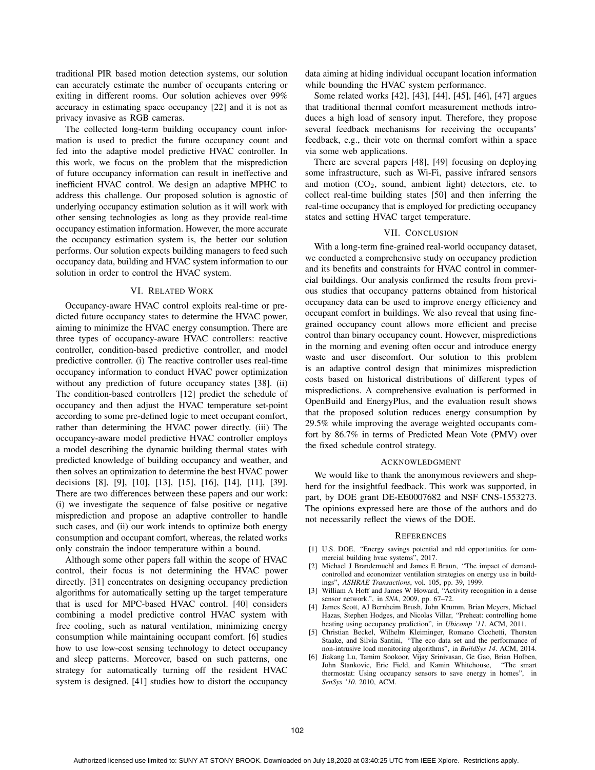traditional PIR based motion detection systems, our solution can accurately estimate the number of occupants entering or exiting in different rooms. Our solution achieves over 99% accuracy in estimating space occupancy [22] and it is not as privacy invasive as RGB cameras.

The collected long-term building occupancy count information is used to predict the future occupancy count and fed into the adaptive model predictive HVAC controller. In this work, we focus on the problem that the misprediction of future occupancy information can result in ineffective and inefficient HVAC control. We design an adaptive MPHC to address this challenge. Our proposed solution is agnostic of underlying occupancy estimation solution as it will work with other sensing technologies as long as they provide real-time occupancy estimation information. However, the more accurate the occupancy estimation system is, the better our solution performs. Our solution expects building managers to feed such occupancy data, building and HVAC system information to our solution in order to control the HVAC system.

## VI. Related Work

Occupancy-aware HVAC control exploits real-time or predicted future occupancy states to determine the HVAC power, aiming to minimize the HVAC energy consumption. There are three types of occupancy-aware HVAC controllers: reactive controller, condition-based predictive controller, and model predictive controller. (i) The reactive controller uses real-time occupancy information to conduct HVAC power optimization without any prediction of future occupancy states [38]. (ii) The condition-based controllers [12] predict the schedule of occupancy and then adjust the HVAC temperature set-point according to some pre-defined logic to meet occupant comfort, rather than determining the HVAC power directly. (iii) The occupancy-aware model predictive HVAC controller employs a model describing the dynamic building thermal states with predicted knowledge of building occupancy and weather, and then solves an optimization to determine the best HVAC power decisions [8], [9], [10], [13], [15], [16], [14], [11], [39]. There are two differences between these papers and our work: (i) we investigate the sequence of false positive or negative misprediction and propose an adaptive controller to handle such cases, and (ii) our work intends to optimize both energy consumption and occupant comfort, whereas, the related works only constrain the indoor temperature within a bound.

Although some other papers fall within the scope of HVAC control, their focus is not determining the HVAC power directly. [31] concentrates on designing occupancy prediction algorithms for automatically setting up the target temperature that is used for MPC-based HVAC control. [40] considers combining a model predictive control HVAC system with free cooling, such as natural ventilation, minimizing energy consumption while maintaining occupant comfort. [6] studies how to use low-cost sensing technology to detect occupancy and sleep patterns. Moreover, based on such patterns, one strategy for automatically turning off the resident HVAC system is designed. [41] studies how to distort the occupancy data aiming at hiding individual occupant location information while bounding the HVAC system performance.

Some related works [42], [43], [44], [45], [46], [47] argues that traditional thermal comfort measurement methods introduces a high load of sensory input. Therefore, they propose several feedback mechanisms for receiving the occupants' feedback, e.g., their vote on thermal comfort within a space via some web applications.

There are several papers [48], [49] focusing on deploying some infrastructure, such as Wi-Fi, passive infrared sensors and motion ($CO_2$, sound, ambient light) detectors, etc. to collect real-time building states [50] and then inferring the real-time occupancy that is employed for predicting occupancy states and setting HVAC target temperature.

## VII. Conclusion

With a long-term fine-grained real-world occupancy dataset, we conducted a comprehensive study on occupancy prediction and its benefits and constraints for HVAC control in commercial buildings. Our analysis confirmed the results from previous studies that occupancy patterns obtained from historical occupancy data can be used to improve energy efficiency and occupant comfort in buildings. We also reveal that using fine-grained occupancy count allows more efficient and precise control than binary occupancy count. However, mispredictions in the morning and evening often occur and introduce energy waste and user discomfort. Our solution to this problem is an adaptive control design that minimizes misprediction costs based on historical distributions of different types of mispredictions. A comprehensive evaluation is performed in OpenBuild and EnergyPlus, and the evaluation result shows that the proposed solution reduces energy consumption by 29.5% while improving the average weighted occupants comfort by 86.7% in terms of Predicted Mean Vote (PMV) over the fixed schedule control strategy.

## Acknowledgment

We would like to thank the anonymous reviewers and shepherd for the insightful feedback. This work was supported, in part, by DOE grant DE-EE0007682 and NSF CNS-1553273. The opinions expressed here are those of the authors and do not necessarily reflect the views of the DOE.

## References

[1] U.S. DOE, "Energy savings potential and rdd opportunities for commercial building hvac systems", 2017.

[2] Michael J Brandemuehl and James E Braun, "The impact of demand-controlled and economizer ventilation strategies on energy use in buildings", *ASHRAE Transactions*, vol. 105, pp. 39, 1999.

[3] William A Hoff and James W Howard, "Activity recognition in a dense sensor network.", in *SNA*, 2009, pp. 67–72.

[4] James Scott, AJ Bernheim Brush, John Krumm, Brian Meyers, Michael Hazas, Stephen Hodges, and Nicolas Villar, "Preheat: controlling home heating using occupancy prediction", in *Ubicomp '11*. ACM, 2011.

[5] Christian Beckel, Wilhelm Kleiminger, Romano Cicchetti, Thorsten Staake, and Silvia Santini, "The eco data set and the performance of non-intrusive load monitoring algorithms", in *BuildSys 14*. ACM, 2014.

[6] Jiakang Lu, Tamim Sookoor, Vijay Srinivasan, Ge Gao, Brian Holben, John Stankovic, Eric Field, and Kamin Whitehouse, "The smart thermostat: Using occupancy sensors to save energy in homes", in *SenSys '10*. 2010, ACM.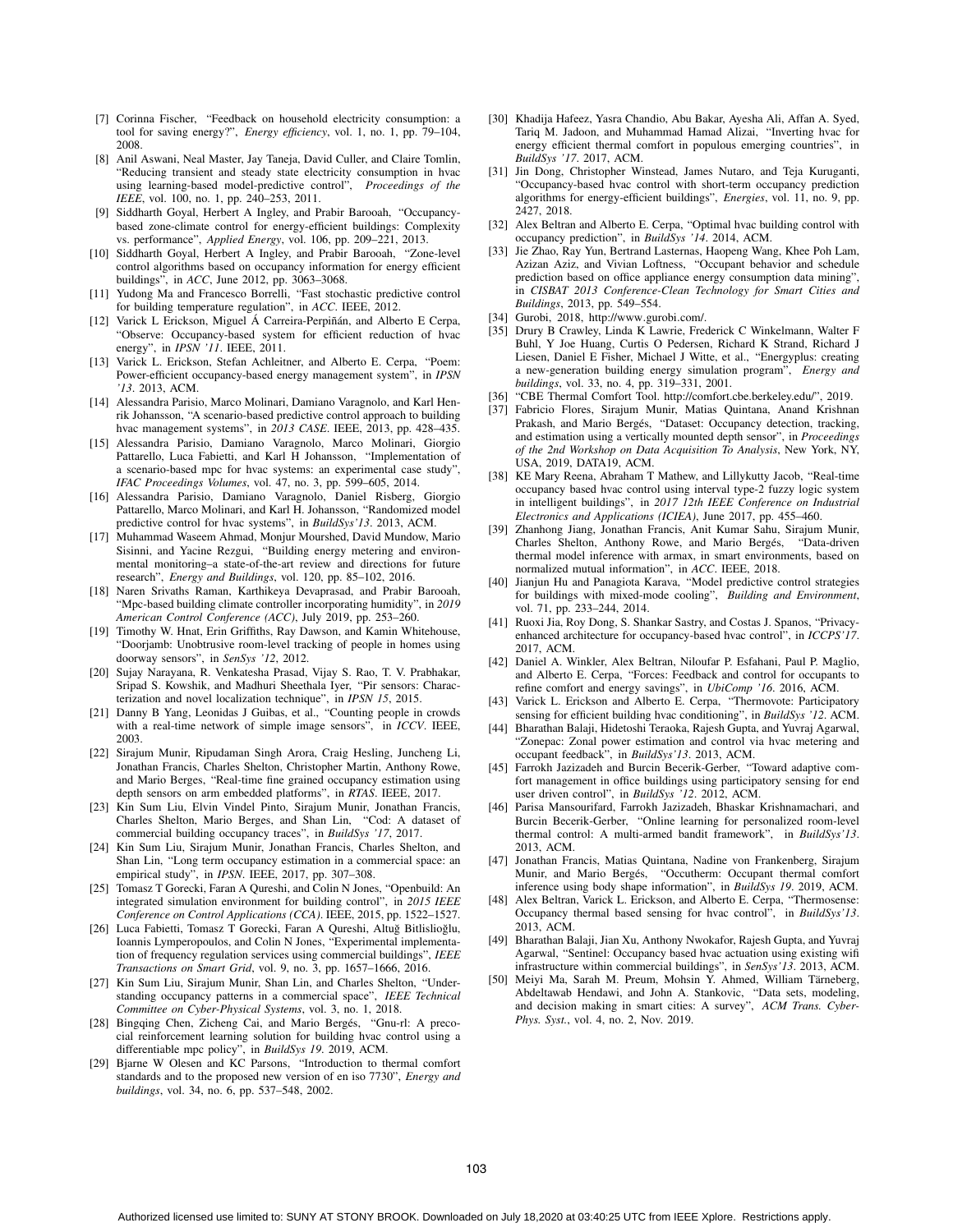[7] Corinna Fischer, "Feedback on household electricity consumption: a tool for saving energy?", *Energy efficiency*, vol. 1, no. 1, pp. 79–104, 2008.

[8] Anil Aswani, Neal Master, Jay Taneja, David Culler, and Claire Tomlin, "Reducing transient and steady state electricity consumption in hvac using learning-based model-predictive control", *Proceedings of the IEEE*, vol. 100, no. 1, pp. 240–253, 2011.

[9] Siddharth Goyal, Herbert A Ingley, and Prabir Barooah, "Occupancy-based zone-climate control for energy-efficient buildings: Complexity vs. performance", *Applied Energy*, vol. 106, pp. 209–221, 2013.

[10] Siddharth Goyal, Herbert A Ingley, and Prabir Barooah, "Zone-level control algorithms based on occupancy information for energy efficient buildings", in *ACC*, June 2012, pp. 3063–3068.

[11] Yudong Ma and Francesco Borrelli, "Fast stochastic predictive control for building temperature regulation", in *ACC*. IEEE, 2012.

[12] Varick L Erickson, Miguel Á Carreira-Perpiñán, and Alberto E Cerpa, "Observe: Occupancy-based system for efficient reduction of hvac energy", in *IPSN '11*. IEEE, 2011.

[13] Varick L. Erickson, Stefan Achleitner, and Alberto E. Cerpa, "Poem: Power-efficient occupancy-based energy management system", in *IPSN '13*. 2013, ACM.

[14] Alessandra Parisio, Marco Molinari, Damiano Varagnolo, and Karl Henrik Johansson, "A scenario-based predictive control approach to building hvac management systems", in *2013 CASE*. IEEE, 2013, pp. 428–435.

[15] Alessandra Parisio, Damiano Varagnolo, Marco Molinari, Giorgio Pattarello, Luca Fabietti, and Karl H Johansson, "Implementation of a scenario-based mpc for hvac systems: an experimental case study", *IFAC Proceedings Volumes*, vol. 47, no. 3, pp. 599–605, 2014.

[16] Alessandra Parisio, Damiano Varagnolo, Daniel Risberg, Giorgio Pattarello, Marco Molinari, and Karl H. Johansson, "Randomized model predictive control for hvac systems", in *BuildSys'13*. 2013, ACM.

[17] Muhammad Waseem Ahmad, Monjur Mourshed, David Mundow, Mario Sisinni, and Yacine Rezgui, "Building energy metering and environmental monitoring–a state-of-the-art review and directions for future research", *Energy and Buildings*, vol. 120, pp. 85–102, 2016.

[18] Naren Srivaths Raman, Karthikeya Devaprasad, and Prabir Barooah, "Mpc-based building climate controller incorporating humidity", in *2019 American Control Conference (ACC)*, July 2019, pp. 253–260.

[19] Timothy W. Hnat, Erin Griffiths, Ray Dawson, and Kamin Whitehouse, "Doorjamb: Unobtrusive room-level tracking of people in homes using doorway sensors", in *SenSys '12*, 2012.

[20] Sujay Narayana, R. Venkatesha Prasad, Vijay S. Rao, T. V. Prabhakar, Sripad S. Kowshik, and Madhuri Sheethala Iyer, "Pir sensors: Characterization and novel localization technique", in *IPSN 15*, 2015.

[21] Danny B Yang, Leonidas J Guibas, et al., "Counting people in crowds with a real-time network of simple image sensors", in *ICCV*. IEEE, 2003.

[22] Sirajum Munir, Ripudaman Singh Arora, Craig Hesling, Juncheng Li, Jonathan Francis, Charles Shelton, Christopher Martin, Anthony Rowe, and Mario Berges, "Real-time fine grained occupancy estimation using depth sensors on arm embedded platforms", in *RTAS*. IEEE, 2017.

[23] Kin Sum Liu, Elvin Vindel Pinto, Sirajum Munir, Jonathan Francis, Charles Shelton, Mario Berges, and Shan Lin, "Cod: A dataset of commercial building occupancy traces", in *BuildSys '17*, 2017.

[24] Kin Sum Liu, Sirajum Munir, Jonathan Francis, Charles Shelton, and Shan Lin, "Long term occupancy estimation in a commercial space: an empirical study", in *IPSN*. IEEE, 2017, pp. 307–308.

[25] Tomasz T Gorecki, Faran A Qureshi, and Colin N Jones, "Openbuild: An integrated simulation environment for building control", in *2015 IEEE Conference on Control Applications (CCA)*. IEEE, 2015, pp. 1522–1527.

[26] Luca Fabietti, Tomasz T Gorecki, Faran A Qureshi, Altuğ Bitlislioğlu, Ioannis Lymperopoulos, and Colin N Jones, "Experimental implementation of frequency regulation services using commercial buildings", *IEEE Transactions on Smart Grid*, vol. 9, no. 3, pp. 1657–1666, 2016.

[27] Kin Sum Liu, Sirajum Munir, Shan Lin, and Charles Shelton, "Understanding occupancy patterns in a commercial space", *IEEE Technical Committee on Cyber-Physical Systems*, vol. 3, no. 1, 2018.

[28] Bingqing Chen, Zicheng Cai, and Mario Bergés, "Gnu-rl: A precocial reinforcement learning solution for building hvac control using a differentiable mpc policy", in *BuildSys 19*. 2019, ACM.

[29] Bjarne W Olesen and KC Parsons, "Introduction to thermal comfort standards and to the proposed new version of en iso 7730", *Energy and buildings*, vol. 34, no. 6, pp. 537–548, 2002.

[30] Khadija Hafeez, Yasra Chandio, Abu Bakar, Ayesha Ali, Affan A. Syed, Tariq M. Jadoon, and Muhammad Hamad Alizai, "Inverting hvac for energy efficient thermal comfort in populous emerging countries", in *BuildSys '17*. 2017, ACM.

[31] Jin Dong, Christopher Winstead, James Nutaro, and Teja Kuruganti, "Occupancy-based hvac control with short-term occupancy prediction algorithms for energy-efficient buildings", *Energies*, vol. 11, no. 9, pp. 2427, 2018.

[32] Alex Beltran and Alberto E. Cerpa, "Optimal hvac building control with occupancy prediction", in *BuildSys '14*. 2014, ACM.

[33] Jie Zhao, Ray Yun, Bertrand Lasternas, Haopeng Wang, Khee Poh Lam, Azizan Aziz, and Vivian Loftness, "Occupant behavior and schedule prediction based on office appliance energy consumption data mining", in *CISBAT 2013 Conference-Clean Technology for Smart Cities and Buildings*, 2013, pp. 549–554.

[34] Gurobi, 2018, http://www.gurobi.com/.

[35] Drury B Crawley, Linda K Lawrie, Frederick C Winkelmann, Walter F Buhl, Y Joe Huang, Curtis O Pedersen, Richard K Strand, Richard J Liesen, Daniel E Fisher, Michael J Witte, et al., "Energyplus: creating a new-generation building energy simulation program", *Energy and buildings*, vol. 33, no. 4, pp. 319–331, 2001.

[36] "CBE Thermal Comfort Tool. http://comfort.cbe.berkeley.edu/", 2019.

[37] Fabricio Flores, Sirajum Munir, Matias Quintana, Anand Krishnan Prakash, and Mario Bergés, "Dataset: Occupancy detection, tracking, and estimation using a vertically mounted depth sensor", in *Proceedings of the 2nd Workshop on Data Acquisition To Analysis*, New York, NY, USA, 2019, DATA19, ACM.

[38] KE Mary Reena, Abraham T Mathew, and Lillykutty Jacob, "Real-time occupancy based hvac control using interval type-2 fuzzy logic system in intelligent buildings", in *2017 12th IEEE Conference on Industrial Electronics and Applications (ICIEA)*, June 2017, pp. 455–460.

[39] Zhanhong Jiang, Jonathan Francis, Anit Kumar Sahu, Sirajum Munir, Charles Shelton, Anthony Rowe, and Mario Bergés, "Data-driven thermal model inference with armax, in smart environments, based on normalized mutual information", in *ACC*. IEEE, 2018.

[40] Jianjun Hu and Panagiota Karava, "Model predictive control strategies for buildings with mixed-mode cooling", *Building and Environment*, vol. 71, pp. 233–244, 2014.

[41] Ruoxi Jia, Roy Dong, S. Shankar Sastry, and Costas J. Spanos, "Privacy-enhanced architecture for occupancy-based hvac control", in *ICCPS'17*. 2017, ACM.

[42] Daniel A. Winkler, Alex Beltran, Niloufar P. Esfahani, Paul P. Maglio, and Alberto E. Cerpa, "Forces: Feedback and control for occupants to refine comfort and energy savings", in *UbiComp '16*. 2016, ACM.

[43] Varick L. Erickson and Alberto E. Cerpa, "Thermovote: Participatory sensing for efficient building hvac conditioning", in *BuildSys '12*. ACM.

[44] Bharathan Balaji, Hidetoshi Teraoka, Rajesh Gupta, and Yuvraj Agarwal, "Zonepac: Zonal power estimation and control via hvac metering and occupant feedback", in *BuildSys'13*. 2013, ACM.

[45] Farrokh Jazizadeh and Burcin Becerik-Gerber, "Toward adaptive comfort management in office buildings using participatory sensing for end user driven control", in *BuildSys '12*. 2012, ACM.

[46] Parisa Mansourifard, Farrokh Jazizadeh, Bhaskar Krishnamachari, and Burcin Becerik-Gerber, "Online learning for personalized room-level thermal control: A multi-armed bandit framework", in *BuildSys'13*. 2013, ACM.

[47] Jonathan Francis, Matias Quintana, Nadine von Frankenberg, Sirajum Munir, and Mario Bergés, "Occutherm: Occupant thermal comfort inference using body shape information", in *BuildSys 19*. 2019, ACM.

[48] Alex Beltran, Varick L. Erickson, and Alberto E. Cerpa, "Thermosense: Occupancy thermal based sensing for hvac control", in *BuildSys'13*. 2013, ACM.

[49] Bharathan Balaji, Jian Xu, Anthony Nwokafor, Rajesh Gupta, and Yuvraj Agarwal, "Sentinel: Occupancy based hvac actuation using existing wifi infrastructure within commercial buildings", in *SenSys'13*. 2013, ACM.

[50] Meiyi Ma, Sarah M. Preum, Mohsin Y. Ahmed, William Tärneberg, Abdeltawab Hendawi, and John A. Stankovic, "Data sets, modeling, and decision making in smart cities: A survey", *ACM Trans. Cyber-Phys. Syst.*, vol. 4, no. 2, Nov. 2019.